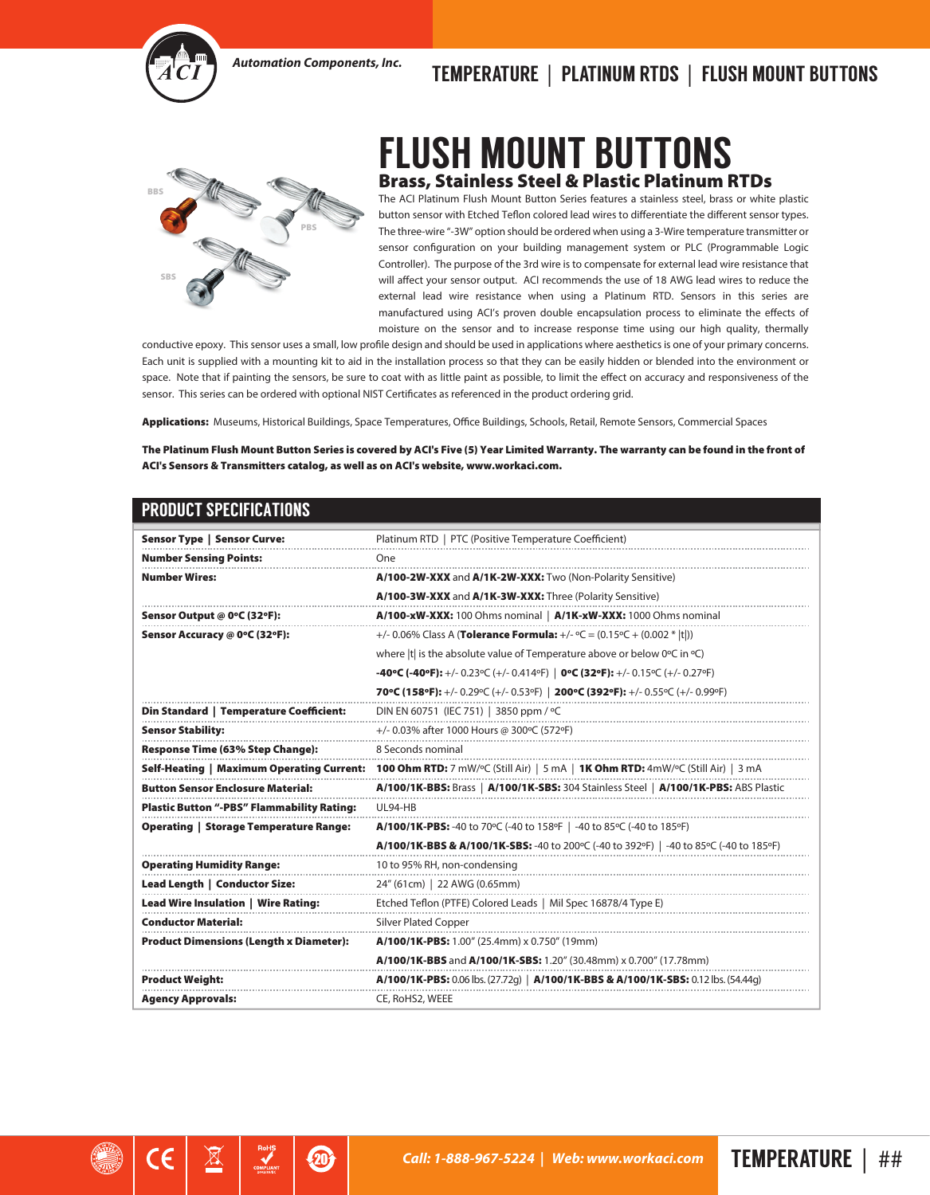# FLUSH MOUNT BUTTONS

## Brass, Stainless Steel & Plastic Platinum RTDs

The ACI Platinum Flush Mount Button Series features a stainless steel, brass or white plastic button sensor with Etched Teflon colored lead wires to differentiate the different sensor types. The three-wire "-3W" option should be ordered when using a 3-Wire temperature transmitter or sensor configuration on your building management system or PLC (Programmable Logic Controller). The purpose of the 3rd wire is to compensate for external lead wire resistance that will affect your sensor output. ACI recommends the use of 18 AWG lead wires to reduce the external lead wire resistance when using a Platinum RTD. Sensors in this series are manufactured using ACI's proven double encapsulation process to eliminate the effects of moisture on the sensor and to increase response time using our high quality, thermally conductive epoxy. This sensor uses a small, low profile design and should be used in applications where aesthetics is one of your primary concerns. Each unit is supplied with a mounting kit to aid in the installation process so that they can be easily hidden or blended into the environment or space. Note that if painting the sensors, be sure to coat with as little paint as possible, to limit the effect on accuracy and responsiveness of the sensor. This series can be ordered with optional NIST Certificates as referenced in the product ordering grid.

**Applications:** Museums, Historical Buildings, Space Temperatures, Office Buildings, Schools, Retail, Remote Sensors, Commercial Spaces

**The Platinum Flush Mount Button Series is covered by ACI's Five (5) Year Limited Warranty. The warranty can be found in the front of ACI's Sensors & Transmitters catalog, as well as on ACI's website, www.workaci.com.**

## PRODUCT SPECIFICATIONS

| | |
|---|---|
| **Sensor Type \| Sensor Curve:** | Platinum RTD \| PTC (Positive Temperature Coefficient) |
| **Number Sensing Points:** | One |
| **Number Wires:** | **A/100-2W-XXX** and **A/1K-2W-XXX:** Two (Non-Polarity Sensitive) |
| | **A/100-3W-XXX** and **A/1K-3W-XXX:** Three (Polarity Sensitive) |
| **Sensor Output @ 0ºC (32ºF):** | **A/100-xW-XXX:** 100 Ohms nominal \| **A/1K-xW-XXX:** 1000 Ohms nominal |
| **Sensor Accuracy @ 0ºC (32ºF):** | +/- 0.06% Class A (**Tolerance Formula:** +/- ºC = (0.15ºC + (0.002 * \|t\|)) |
| | where \|t\| is the absolute value of Temperature above or below 0ºC in ºC) |
| | **-40ºC (-40ºF):** +/- 0.23ºC (+/- 0.414ºF) \| **0ºC (32ºF):** +/- 0.15ºC (+/- 0.27ºF) |
| | **70ºC (158ºF):** +/- 0.29ºC (+/- 0.53ºF) \| **200ºC (392ºF):** +/- 0.55ºC (+/- 0.99ºF) |
| **Din Standard \| Temperature Coefficient:** | DIN EN 60751 (IEC 751) \| 3850 ppm / ºC |
| **Sensor Stability:** | +/- 0.03% after 1000 Hours @ 300ºC (572ºF) |
| **Response Time (63% Step Change):** | 8 Seconds nominal |
| **Self-Heating \| Maximum Operating Current:** | **100 Ohm RTD:** 7 mW/ºC (Still Air) \| 5 mA \| **1K Ohm RTD:** 4mW/ºC (Still Air) \| 3 mA |
| **Button Sensor Enclosure Material:** | **A/100/1K-BBS:** Brass \| **A/100/1K-SBS:** 304 Stainless Steel \| **A/100/1K-PBS:** ABS Plastic |
| **Plastic Button "-PBS" Flammability Rating:** | UL94-HB |
| **Operating \| Storage Temperature Range:** | **A/100/1K-PBS:** -40 to 70ºC (-40 to 158ºF \| -40 to 85ºC (-40 to 185ºF) |
| | **A/100/1K-BBS & A/100/1K-SBS:** -40 to 200ºC (-40 to 392ºF) \| -40 to 85ºC (-40 to 185ºF) |
| **Operating Humidity Range:** | 10 to 95% RH, non-condensing |
| **Lead Length \| Conductor Size:** | 24" (61cm) \| 22 AWG (0.65mm) |
| **Lead Wire Insulation \| Wire Rating:** | Etched Teflon (PTFE) Colored Leads \| Mil Spec 16878/4 Type E) |
| **Conductor Material:** | Silver Plated Copper |
| **Product Dimensions (Length x Diameter):** | **A/100/1K-PBS:** 1.00" (25.4mm) x 0.750" (19mm) |
| | **A/100/1K-BBS** and **A/100/1K-SBS:** 1.20" (30.48mm) x 0.700" (17.78mm) |
| **Product Weight:** | **A/100/1K-PBS:** 0.06 lbs. (27.72g) \| **A/100/1K-BBS & A/100/1K-SBS:** 0.12 lbs. (54.44g) |
| **Agency Approvals:** | CE, RoHS2, WEEE |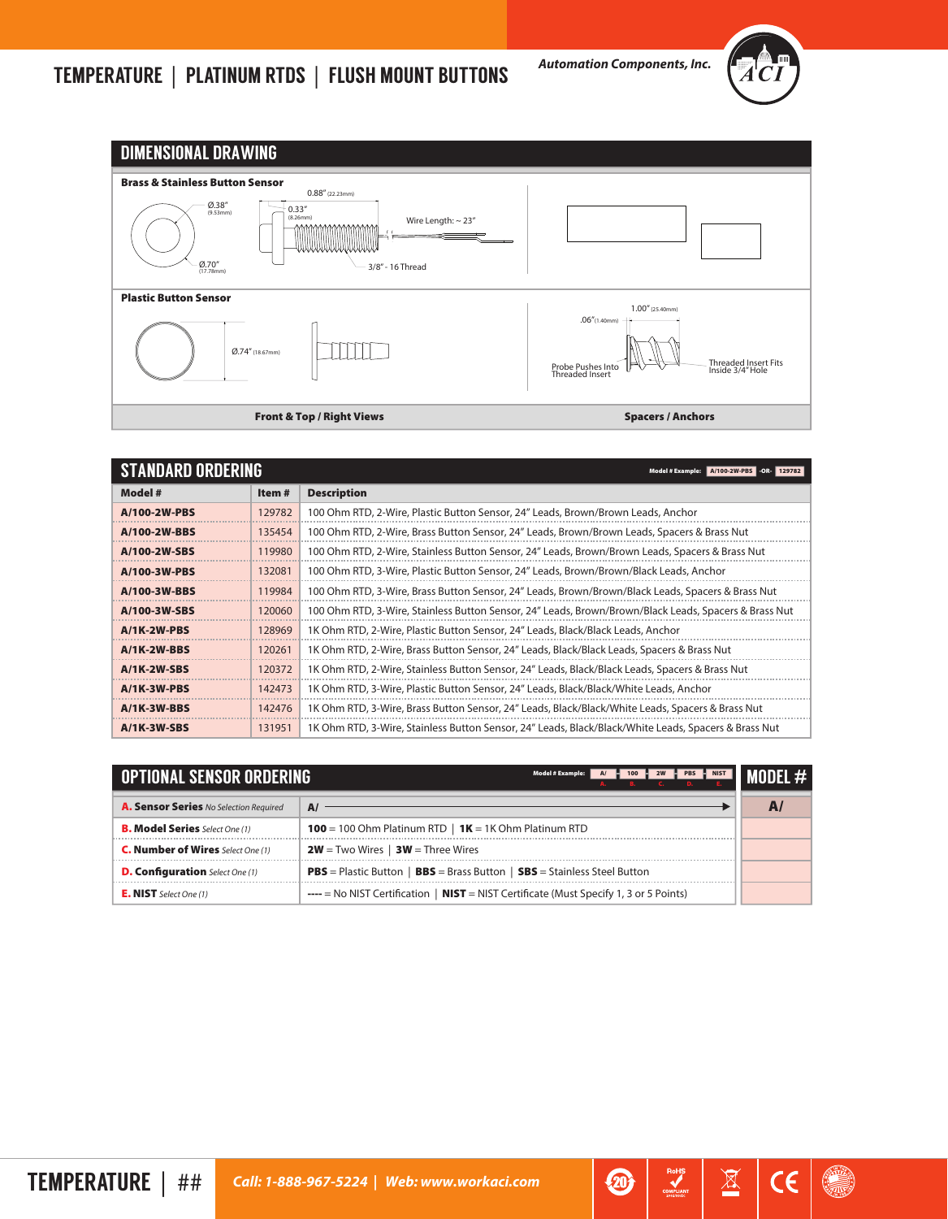# TEMPERATURE | PLATINUM RTDS | FLUSH MOUNT BUTTONS

*Automation Components, Inc.*

## DIMENSIONAL DRAWING

**Brass & Stainless Button Sensor**

Ø.38" (9.53mm)

Ø.70" (17.78mm)

0.88" (22.23mm)

0.33" (8.26mm)

Wire Length: ~ 23"

3/8" - 16 Thread

**Plastic Button Sensor**

Ø.74" (18.67mm)

1.00" (25.40mm)

.06" (1.40mm)

Probe Pushes Into Threaded Insert

Threaded Insert Fits Inside 3/4" Hole

**Front & Top / Right Views**

**Spacers / Anchors**

## STANDARD ORDERING

Model # Example: A/100-2W-PBS -OR- 129782

| Model # | Item # | Description |
|---|---|---|
| **A/100-2W-PBS** | 129782 | 100 Ohm RTD, 2-Wire, Plastic Button Sensor, 24" Leads, Brown/Brown Leads, Anchor |
| **A/100-2W-BBS** | 135454 | 100 Ohm RTD, 2-Wire, Brass Button Sensor, 24" Leads, Brown/Brown Leads, Spacers & Brass Nut |
| **A/100-2W-SBS** | 119980 | 100 Ohm RTD, 2-Wire, Stainless Button Sensor, 24" Leads, Brown/Brown Leads, Spacers & Brass Nut |
| **A/100-3W-PBS** | 132081 | 100 Ohm RTD, 3-Wire, Plastic Button Sensor, 24" Leads, Brown/Brown/Black Leads, Anchor |
| **A/100-3W-BBS** | 119984 | 100 Ohm RTD, 3-Wire, Brass Button Sensor, 24" Leads, Brown/Brown/Black Leads, Spacers & Brass Nut |
| **A/100-3W-SBS** | 120060 | 100 Ohm RTD, 3-Wire, Stainless Button Sensor, 24" Leads, Brown/Brown/Black Leads, Spacers & Brass Nut |
| **A/1K-2W-PBS** | 128969 | 1K Ohm RTD, 2-Wire, Plastic Button Sensor, 24" Leads, Black/Black Leads, Anchor |
| **A/1K-2W-BBS** | 120261 | 1K Ohm RTD, 2-Wire, Brass Button Sensor, 24" Leads, Black/Black Leads, Spacers & Brass Nut |
| **A/1K-2W-SBS** | 120372 | 1K Ohm RTD, 2-Wire, Stainless Button Sensor, 24" Leads, Black/Black Leads, Spacers & Brass Nut |
| **A/1K-3W-PBS** | 142473 | 1K Ohm RTD, 3-Wire, Plastic Button Sensor, 24" Leads, Black/Black/White Leads, Anchor |
| **A/1K-3W-BBS** | 142476 | 1K Ohm RTD, 3-Wire, Brass Button Sensor, 24" Leads, Black/Black/White Leads, Spacers & Brass Nut |
| **A/1K-3W-SBS** | 131951 | 1K Ohm RTD, 3-Wire, Stainless Button Sensor, 24" Leads, Black/Black/White Leads, Spacers & Brass Nut |

## OPTIONAL SENSOR ORDERING

Model # Example: A/ (A.) 100 (B.) 2W (C.) PBS (D.) NIST (E.)

| | | MODEL # |
|---|---|---|
| **A. Sensor Series** *No Selection Required* | **A/** | **A/** |
| **B. Model Series** *Select One (1)* | **100** = 100 Ohm Platinum RTD \| **1K** = 1K Ohm Platinum RTD | |
| **C. Number of Wires** *Select One (1)* | **2W** = Two Wires \| **3W** = Three Wires | |
| **D. Configuration** *Select One (1)* | **PBS** = Plastic Button \| **BBS** = Brass Button \| **SBS** = Stainless Steel Button | |
| **E. NIST** *Select One (1)* | **----** = No NIST Certification \| **NIST** = NIST Certificate (Must Specify 1, 3 or 5 Points) | |

TEMPERATURE | ##

*Call: 1-888-967-5224 | Web: www.workaci.com*